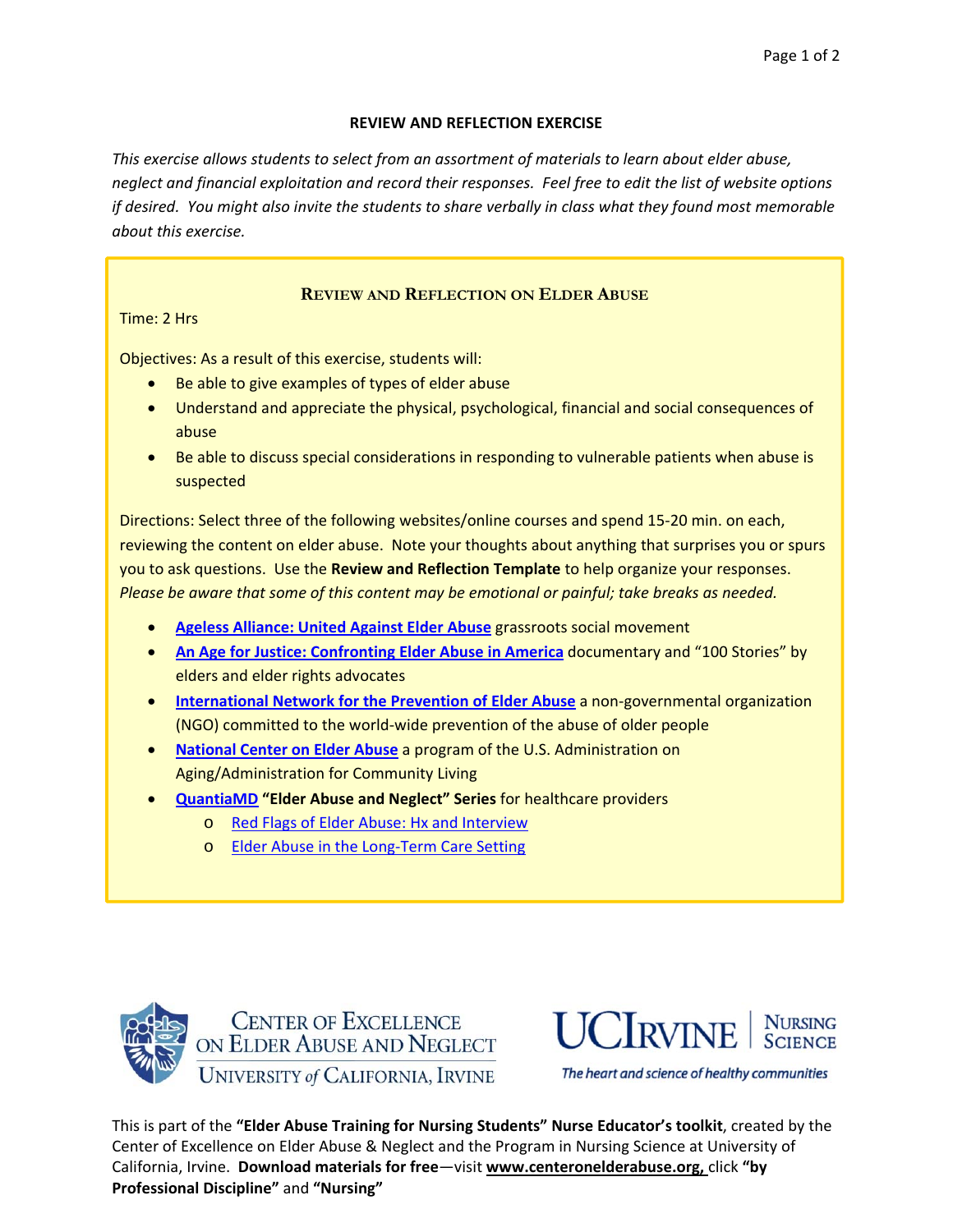# REVIEW AND REFLECTION EXERCISE

*This exercise allows students to select from an assortment of materials to learn about elder abuse, neglect and financial exploitation and record their responses. Feel free to edit the list of website options if desired. You might also invite the students to share verbally in class what they found most memorable about this exercise.*

## Review and Reflection on Elder Abuse

Time: 2 Hrs

Objectives: As a result of this exercise, students will:

- Be able to give examples of types of elder abuse
- Understand and appreciate the physical, psychological, financial and social consequences of abuse
- Be able to discuss special considerations in responding to vulnerable patients when abuse is suspected

Directions: Select three of the following websites/online courses and spend 15-20 min. on each, reviewing the content on elder abuse. Note your thoughts about anything that surprises you or spurs you to ask questions. Use the **Review and Reflection Template** to help organize your responses. *Please be aware that some of this content may be emotional or painful; take breaks as needed.*

- **Ageless Alliance: United Against Elder Abuse** grassroots social movement
- **An Age for Justice: Confronting Elder Abuse in America** documentary and "100 Stories" by elders and elder rights advocates
- **International Network for the Prevention of Elder Abuse** a non-governmental organization (NGO) committed to the world-wide prevention of the abuse of older people
- **National Center on Elder Abuse** a program of the U.S. Administration on Aging/Administration for Community Living
- **QuantiaMD** **"Elder Abuse and Neglect" Series** for healthcare providers
  - Red Flags of Elder Abuse: Hx and Interview
  - Elder Abuse in the Long-Term Care Setting

Center of Excellence on Elder Abuse and Neglect, University of California, Irvine

UC Irvine | Nursing Science — The heart and science of healthy communities

This is part of the **"Elder Abuse Training for Nursing Students" Nurse Educator's toolkit**, created by the Center of Excellence on Elder Abuse & Neglect and the Program in Nursing Science at University of California, Irvine. **Download materials for free**—visit **www.centeronelderabuse.org,** click **"by Professional Discipline"** and **"Nursing"**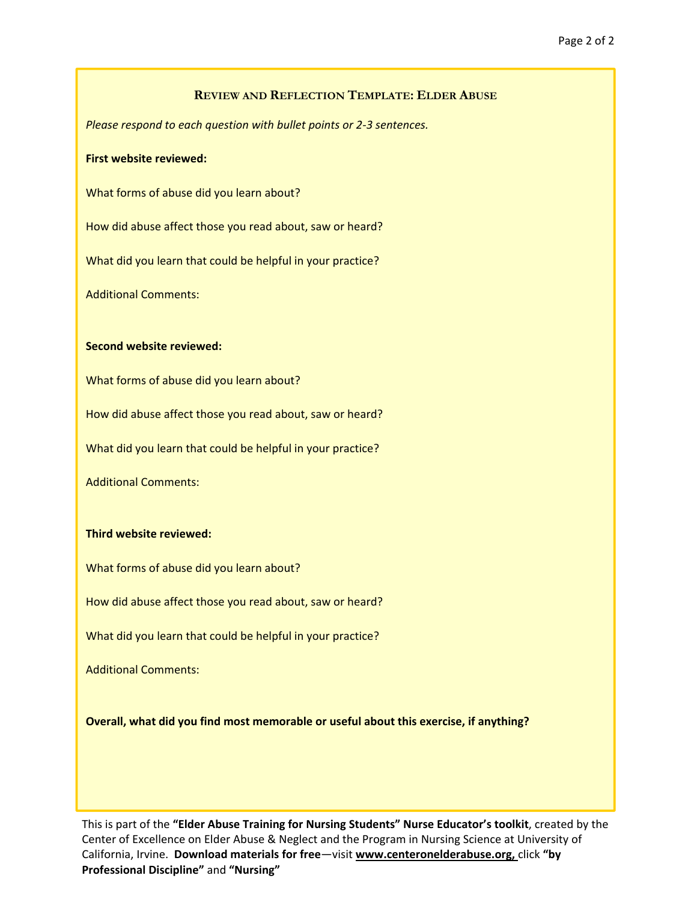## Review and Reflection Template: Elder Abuse

*Please respond to each question with bullet points or 2-3 sentences.*

**First website reviewed:**

What forms of abuse did you learn about?

How did abuse affect those you read about, saw or heard?

What did you learn that could be helpful in your practice?

Additional Comments:

**Second website reviewed:**

What forms of abuse did you learn about?

How did abuse affect those you read about, saw or heard?

What did you learn that could be helpful in your practice?

Additional Comments:

**Third website reviewed:**

What forms of abuse did you learn about?

How did abuse affect those you read about, saw or heard?

What did you learn that could be helpful in your practice?

Additional Comments:

**Overall, what did you find most memorable or useful about this exercise, if anything?**

This is part of the **"Elder Abuse Training for Nursing Students" Nurse Educator's toolkit**, created by the Center of Excellence on Elder Abuse & Neglect and the Program in Nursing Science at University of California, Irvine. **Download materials for free**—visit **www.centeronelderabuse.org,** click **"by Professional Discipline"** and **"Nursing"**